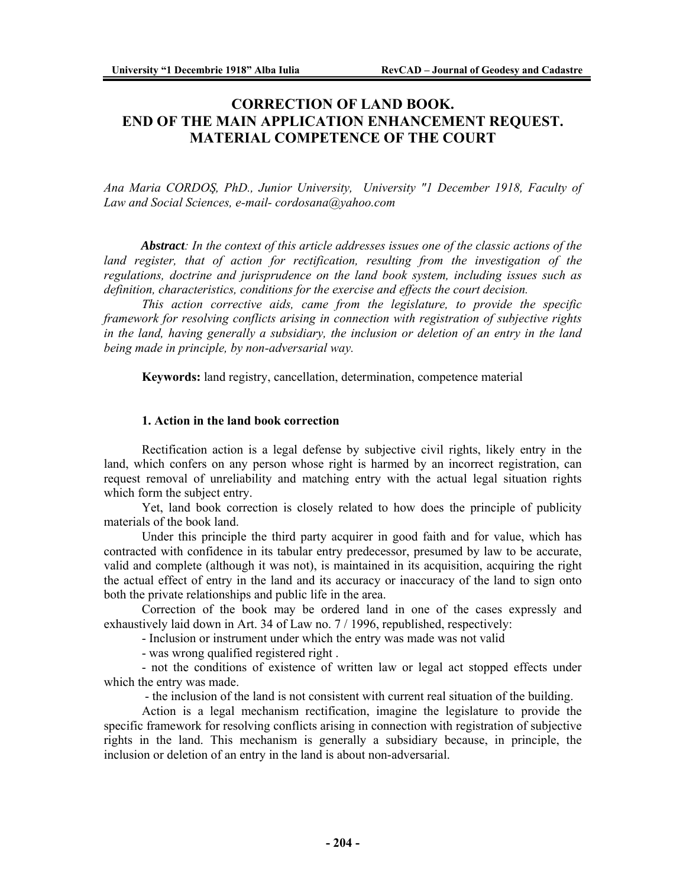# CORRECTION OF LAND BOOK. END OF THE MAIN APPLICATION ENHANCEMENT REQUEST. MATERIAL COMPETENCE OF THE COURT

*Ana Maria CORDOŞ, PhD., Junior University, University "1 December 1918, Faculty of Law and Social Sciences, e-mail- cordosana@yahoo.com*

***Abstract**: In the context of this article addresses issues one of the classic actions of the land register, that of action for rectification, resulting from the investigation of the regulations, doctrine and jurisprudence on the land book system, including issues such as definition, characteristics, conditions for the exercise and effects the court decision.*

*This action corrective aids, came from the legislature, to provide the specific framework for resolving conflicts arising in connection with registration of subjective rights in the land, having generally a subsidiary, the inclusion or deletion of an entry in the land being made in principle, by non-adversarial way.*

**Keywords:** land registry, cancellation, determination, competence material

## 1. Action in the land book correction

Rectification action is a legal defense by subjective civil rights, likely entry in the land, which confers on any person whose right is harmed by an incorrect registration, can request removal of unreliability and matching entry with the actual legal situation rights which form the subject entry.

Yet, land book correction is closely related to how does the principle of publicity materials of the book land.

Under this principle the third party acquirer in good faith and for value, which has contracted with confidence in its tabular entry predecessor, presumed by law to be accurate, valid and complete (although it was not), is maintained in its acquisition, acquiring the right the actual effect of entry in the land and its accuracy or inaccuracy of the land to sign onto both the private relationships and public life in the area.

Correction of the book may be ordered land in one of the cases expressly and exhaustively laid down in Art. 34 of Law no. 7 / 1996, republished, respectively:

- Inclusion or instrument under which the entry was made was not valid
- was wrong qualified registered right .
- not the conditions of existence of written law or legal act stopped effects under which the entry was made.
- the inclusion of the land is not consistent with current real situation of the building.

Action is a legal mechanism rectification, imagine the legislature to provide the specific framework for resolving conflicts arising in connection with registration of subjective rights in the land. This mechanism is generally a subsidiary because, in principle, the inclusion or deletion of an entry in the land is about non-adversarial.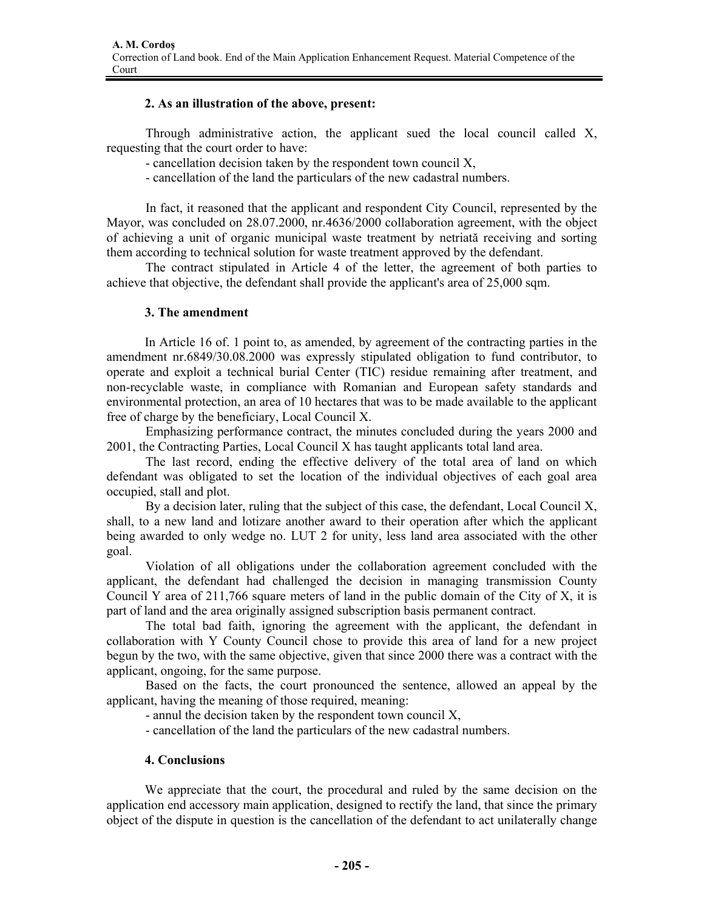## 2. As an illustration of the above, present:

Through administrative action, the applicant sued the local council called X, requesting that the court order to have:

- cancellation decision taken by the respondent town council X,
- cancellation of the land the particulars of the new cadastral numbers.

In fact, it reasoned that the applicant and respondent City Council, represented by the Mayor, was concluded on 28.07.2000, nr.4636/2000 collaboration agreement, with the object of achieving a unit of organic municipal waste treatment by netriată receiving and sorting them according to technical solution for waste treatment approved by the defendant.

The contract stipulated in Article 4 of the letter, the agreement of both parties to achieve that objective, the defendant shall provide the applicant's area of 25,000 sqm.

## 3. The amendment

In Article 16 of. 1 point to, as amended, by agreement of the contracting parties in the amendment nr.6849/30.08.2000 was expressly stipulated obligation to fund contributor, to operate and exploit a technical burial Center (TIC) residue remaining after treatment, and non-recyclable waste, in compliance with Romanian and European safety standards and environmental protection, an area of 10 hectares that was to be made available to the applicant free of charge by the beneficiary, Local Council X.

Emphasizing performance contract, the minutes concluded during the years 2000 and 2001, the Contracting Parties, Local Council X has taught applicants total land area.

The last record, ending the effective delivery of the total area of land on which defendant was obligated to set the location of the individual objectives of each goal area occupied, stall and plot.

By a decision later, ruling that the subject of this case, the defendant, Local Council X, shall, to a new land and lotizare another award to their operation after which the applicant being awarded to only wedge no. LUT 2 for unity, less land area associated with the other goal.

Violation of all obligations under the collaboration agreement concluded with the applicant, the defendant had challenged the decision in managing transmission County Council Y area of 211,766 square meters of land in the public domain of the City of X, it is part of land and the area originally assigned subscription basis permanent contract.

The total bad faith, ignoring the agreement with the applicant, the defendant in collaboration with Y County Council chose to provide this area of land for a new project begun by the two, with the same objective, given that since 2000 there was a contract with the applicant, ongoing, for the same purpose.

Based on the facts, the court pronounced the sentence, allowed an appeal by the applicant, having the meaning of those required, meaning:

- annul the decision taken by the respondent town council X,
- cancellation of the land the particulars of the new cadastral numbers.

## 4. Conclusions

We appreciate that the court, the procedural and ruled by the same decision on the application end accessory main application, designed to rectify the land, that since the primary object of the dispute in question is the cancellation of the defendant to act unilaterally change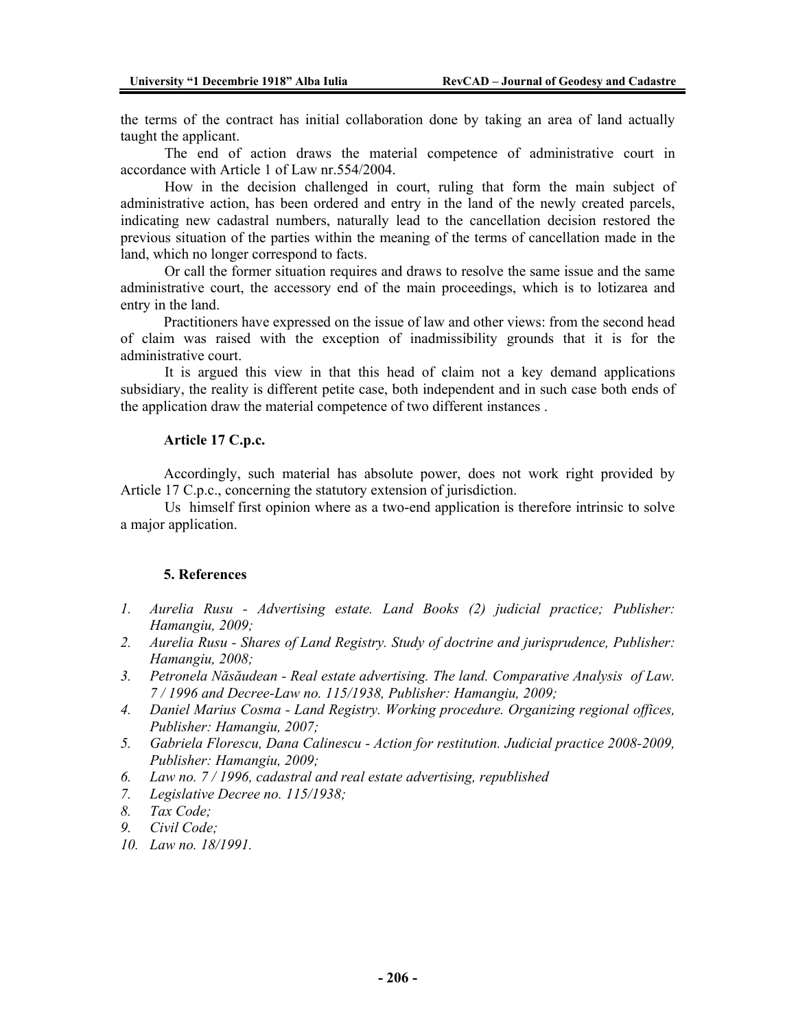the terms of the contract has initial collaboration done by taking an area of land actually taught the applicant.

The end of action draws the material competence of administrative court in accordance with Article 1 of Law nr.554/2004.

How in the decision challenged in court, ruling that form the main subject of administrative action, has been ordered and entry in the land of the newly created parcels, indicating new cadastral numbers, naturally lead to the cancellation decision restored the previous situation of the parties within the meaning of the terms of cancellation made in the land, which no longer correspond to facts.

Or call the former situation requires and draws to resolve the same issue and the same administrative court, the accessory end of the main proceedings, which is to lotizarea and entry in the land.

Practitioners have expressed on the issue of law and other views: from the second head of claim was raised with the exception of inadmissibility grounds that it is for the administrative court.

It is argued this view in that this head of claim not a key demand applications subsidiary, the reality is different petite case, both independent and in such case both ends of the application draw the material competence of two different instances .

**Article 17 C.p.c.**

Accordingly, such material has absolute power, does not work right provided by Article 17 C.p.c., concerning the statutory extension of jurisdiction.

Us himself first opinion where as a two-end application is therefore intrinsic to solve a major application.

## 5. References

1. *Aurelia Rusu - Advertising estate. Land Books (2) judicial practice; Publisher: Hamangiu, 2009;*
2. *Aurelia Rusu - Shares of Land Registry. Study of doctrine and jurisprudence, Publisher: Hamangiu, 2008;*
3. *Petronela Năsăudean - Real estate advertising. The land. Comparative Analysis of Law. 7 / 1996 and Decree-Law no. 115/1938, Publisher: Hamangiu, 2009;*
4. *Daniel Marius Cosma - Land Registry. Working procedure. Organizing regional offices, Publisher: Hamangiu, 2007;*
5. *Gabriela Florescu, Dana Calinescu - Action for restitution. Judicial practice 2008-2009, Publisher: Hamangiu, 2009;*
6. *Law no. 7 / 1996, cadastral and real estate advertising, republished*
7. *Legislative Decree no. 115/1938;*
8. *Tax Code;*
9. *Civil Code;*
10. *Law no. 18/1991.*